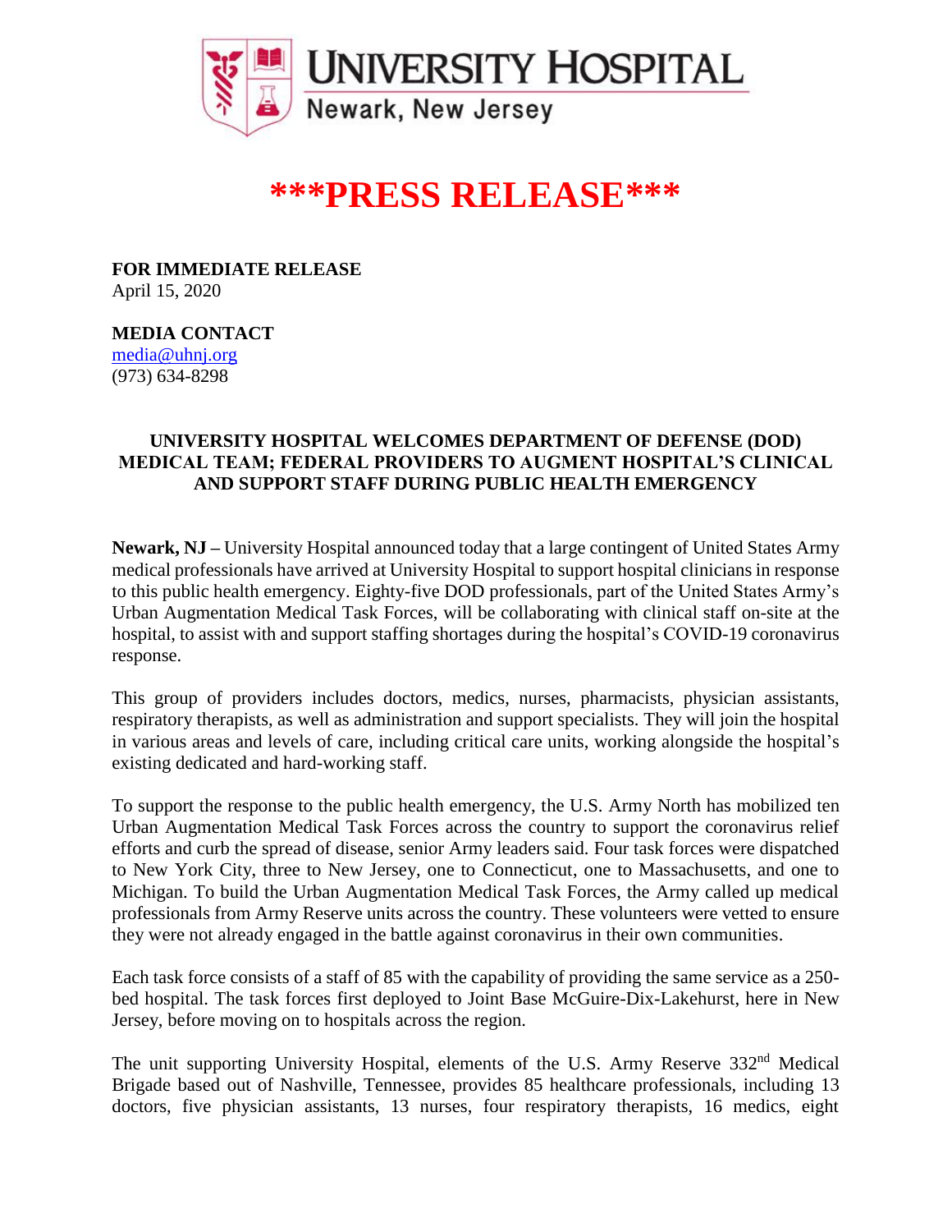**UNIVERSITY HOSPITAL**
Newark, New Jersey

# \*\*\*PRESS RELEASE\*\*\*

**FOR IMMEDIATE RELEASE**
April 15, 2020

**MEDIA CONTACT**
media@uhnj.org
(973) 634-8298

## UNIVERSITY HOSPITAL WELCOMES DEPARTMENT OF DEFENSE (DOD) MEDICAL TEAM; FEDERAL PROVIDERS TO AUGMENT HOSPITAL'S CLINICAL AND SUPPORT STAFF DURING PUBLIC HEALTH EMERGENCY

**Newark, NJ –** University Hospital announced today that a large contingent of United States Army medical professionals have arrived at University Hospital to support hospital clinicians in response to this public health emergency. Eighty-five DOD professionals, part of the United States Army's Urban Augmentation Medical Task Forces, will be collaborating with clinical staff on-site at the hospital, to assist with and support staffing shortages during the hospital's COVID-19 coronavirus response.

This group of providers includes doctors, medics, nurses, pharmacists, physician assistants, respiratory therapists, as well as administration and support specialists. They will join the hospital in various areas and levels of care, including critical care units, working alongside the hospital's existing dedicated and hard-working staff.

To support the response to the public health emergency, the U.S. Army North has mobilized ten Urban Augmentation Medical Task Forces across the country to support the coronavirus relief efforts and curb the spread of disease, senior Army leaders said. Four task forces were dispatched to New York City, three to New Jersey, one to Connecticut, one to Massachusetts, and one to Michigan. To build the Urban Augmentation Medical Task Forces, the Army called up medical professionals from Army Reserve units across the country. These volunteers were vetted to ensure they were not already engaged in the battle against coronavirus in their own communities.

Each task force consists of a staff of 85 with the capability of providing the same service as a 250-bed hospital. The task forces first deployed to Joint Base McGuire-Dix-Lakehurst, here in New Jersey, before moving on to hospitals across the region.

The unit supporting University Hospital, elements of the U.S. Army Reserve 332nd Medical Brigade based out of Nashville, Tennessee, provides 85 healthcare professionals, including 13 doctors, five physician assistants, 13 nurses, four respiratory therapists, 16 medics, eight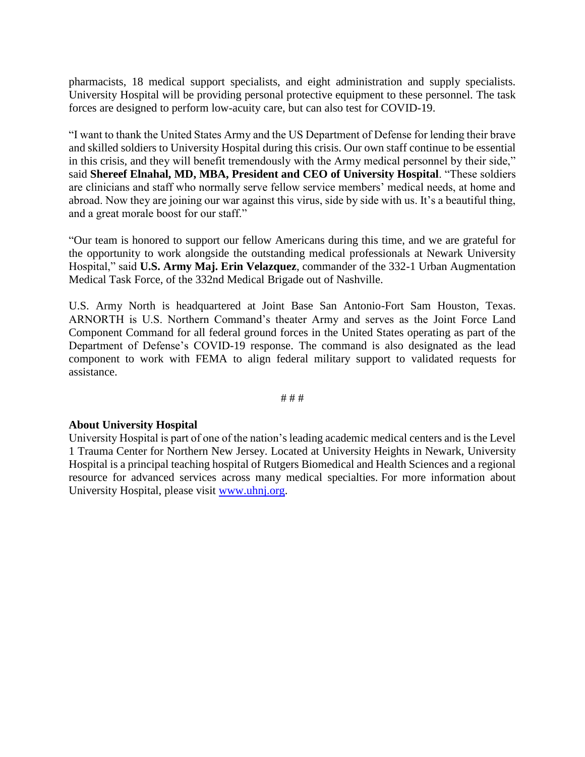pharmacists, 18 medical support specialists, and eight administration and supply specialists. University Hospital will be providing personal protective equipment to these personnel. The task forces are designed to perform low-acuity care, but can also test for COVID-19.

"I want to thank the United States Army and the US Department of Defense for lending their brave and skilled soldiers to University Hospital during this crisis. Our own staff continue to be essential in this crisis, and they will benefit tremendously with the Army medical personnel by their side," said **Shereef Elnahal, MD, MBA, President and CEO of University Hospital**. "These soldiers are clinicians and staff who normally serve fellow service members' medical needs, at home and abroad. Now they are joining our war against this virus, side by side with us. It's a beautiful thing, and a great morale boost for our staff."

"Our team is honored to support our fellow Americans during this time, and we are grateful for the opportunity to work alongside the outstanding medical professionals at Newark University Hospital," said **U.S. Army Maj. Erin Velazquez**, commander of the 332-1 Urban Augmentation Medical Task Force, of the 332nd Medical Brigade out of Nashville.

U.S. Army North is headquartered at Joint Base San Antonio-Fort Sam Houston, Texas. ARNORTH is U.S. Northern Command's theater Army and serves as the Joint Force Land Component Command for all federal ground forces in the United States operating as part of the Department of Defense's COVID-19 response. The command is also designated as the lead component to work with FEMA to align federal military support to validated requests for assistance.

# # #

**About University Hospital**

University Hospital is part of one of the nation's leading academic medical centers and is the Level 1 Trauma Center for Northern New Jersey. Located at University Heights in Newark, University Hospital is a principal teaching hospital of Rutgers Biomedical and Health Sciences and a regional resource for advanced services across many medical specialties. For more information about University Hospital, please visit [www.uhnj.org](http://www.uhnj.org).